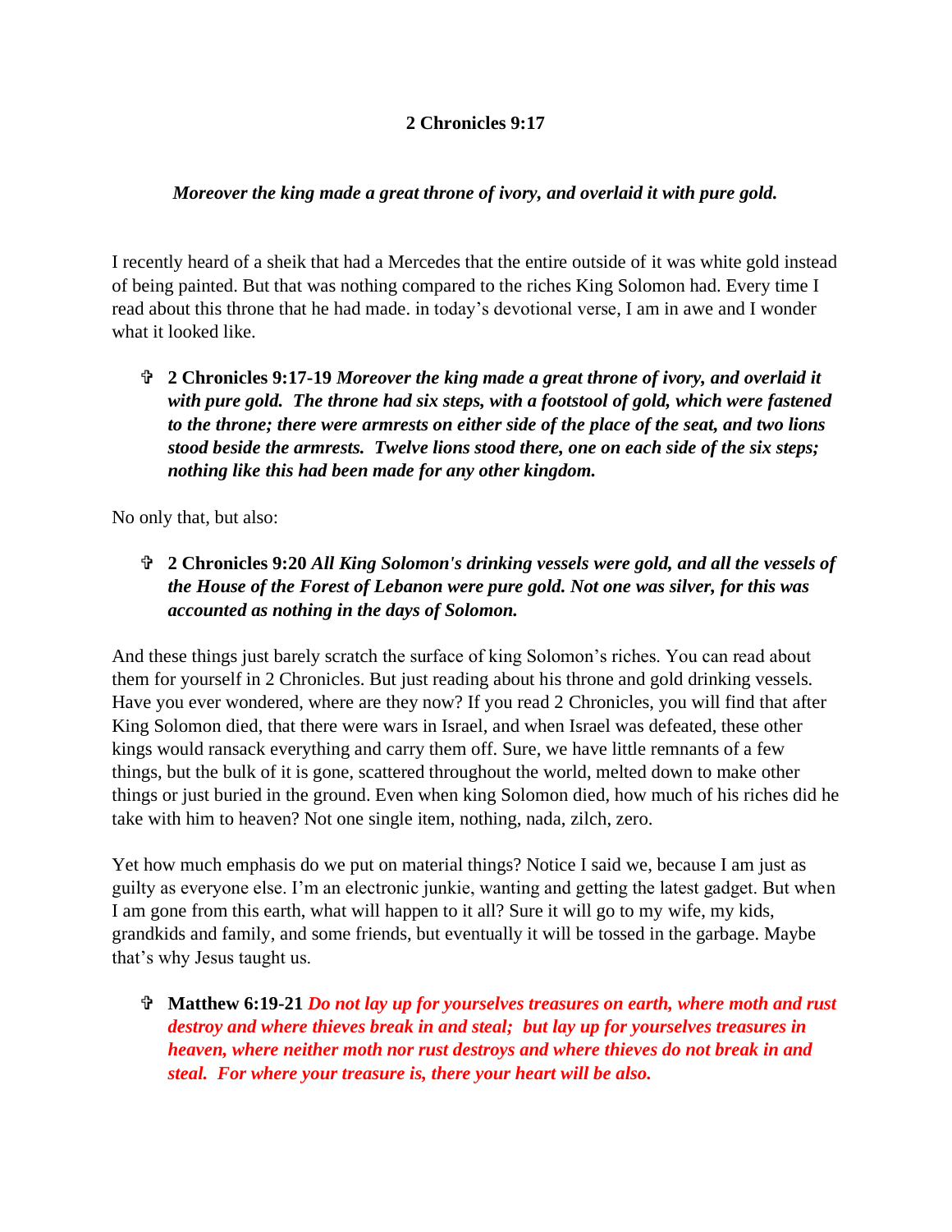**2 Chronicles 9:17**

***Moreover the king made a great throne of ivory, and overlaid it with pure gold.***

I recently heard of a sheik that had a Mercedes that the entire outside of it was white gold instead of being painted. But that was nothing compared to the riches King Solomon had. Every time I read about this throne that he had made. in today's devotional verse, I am in awe and I wonder what it looked like.

- ✞ **2 Chronicles 9:17-19** ***Moreover the king made a great throne of ivory, and overlaid it with pure gold. The throne had six steps, with a footstool of gold, which were fastened to the throne; there were armrests on either side of the place of the seat, and two lions stood beside the armrests. Twelve lions stood there, one on each side of the six steps; nothing like this had been made for any other kingdom.***

No only that, but also:

- ✞ **2 Chronicles 9:20** ***All King Solomon's drinking vessels were gold, and all the vessels of the House of the Forest of Lebanon were pure gold. Not one was silver, for this was accounted as nothing in the days of Solomon.***

And these things just barely scratch the surface of king Solomon's riches. You can read about them for yourself in 2 Chronicles. But just reading about his throne and gold drinking vessels. Have you ever wondered, where are they now? If you read 2 Chronicles, you will find that after King Solomon died, that there were wars in Israel, and when Israel was defeated, these other kings would ransack everything and carry them off. Sure, we have little remnants of a few things, but the bulk of it is gone, scattered throughout the world, melted down to make other things or just buried in the ground. Even when king Solomon died, how much of his riches did he take with him to heaven? Not one single item, nothing, nada, zilch, zero.

Yet how much emphasis do we put on material things? Notice I said we, because I am just as guilty as everyone else. I'm an electronic junkie, wanting and getting the latest gadget. But when I am gone from this earth, what will happen to it all? Sure it will go to my wife, my kids, grandkids and family, and some friends, but eventually it will be tossed in the garbage. Maybe that's why Jesus taught us.

- ✞ **Matthew 6:19-21** ***Do not lay up for yourselves treasures on earth, where moth and rust destroy and where thieves break in and steal; but lay up for yourselves treasures in heaven, where neither moth nor rust destroys and where thieves do not break in and steal. For where your treasure is, there your heart will be also.***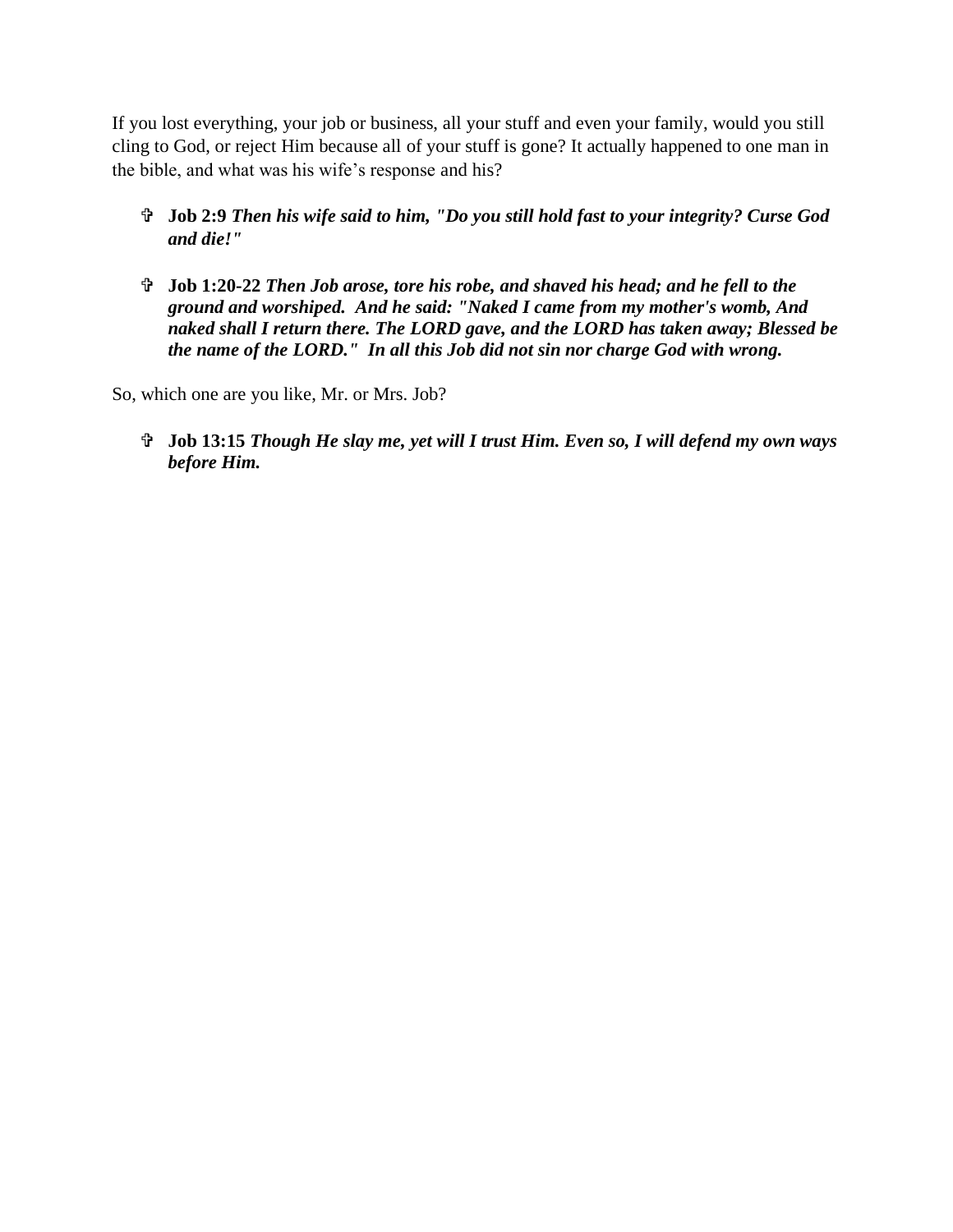If you lost everything, your job or business, all your stuff and even your family, would you still cling to God, or reject Him because all of your stuff is gone? It actually happened to one man in the bible, and what was his wife's response and his?

- ✞ **Job 2:9** ***Then his wife said to him, "Do you still hold fast to your integrity? Curse God and die!"***

- ✞ **Job 1:20-22** ***Then Job arose, tore his robe, and shaved his head; and he fell to the ground and worshiped. And he said: "Naked I came from my mother's womb, And naked shall I return there. The LORD gave, and the LORD has taken away; Blessed be the name of the LORD." In all this Job did not sin nor charge God with wrong.***

So, which one are you like, Mr. or Mrs. Job?

- ✞ **Job 13:15** ***Though He slay me, yet will I trust Him. Even so, I will defend my own ways before Him.***